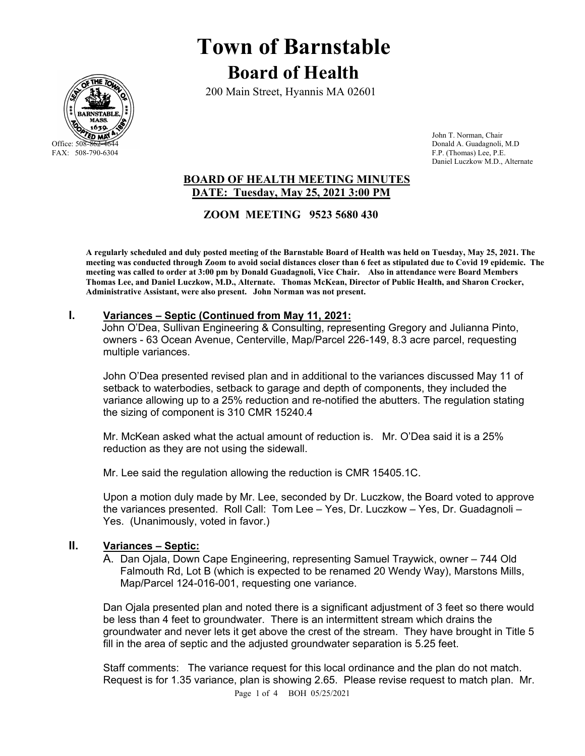# Town of Barnstable

## Board of Health

200 Main Street, Hyannis MA 02601

Office: 508-862-4644
FAX: 508-790-6304

John T. Norman, Chair
Donald A. Guadagnoli, M.D
F.P. (Thomas) Lee, P.E.
Daniel Luczkow M.D., Alternate

### BOARD OF HEALTH MEETING MINUTES
### DATE: Tuesday, May 25, 2021 3:00 PM

### ZOOM MEETING 9523 5680 430

**A regularly scheduled and duly posted meeting of the Barnstable Board of Health was held on Tuesday, May 25, 2021. The meeting was conducted through Zoom to avoid social distances closer than 6 feet as stipulated due to Covid 19 epidemic. The meeting was called to order at 3:00 pm by Donald Guadagnoli, Vice Chair. Also in attendance were Board Members Thomas Lee, and Daniel Luczkow, M.D., Alternate. Thomas McKean, Director of Public Health, and Sharon Crocker, Administrative Assistant, were also present. John Norman was not present.**

## I. Variances – Septic (Continued from May 11, 2021:

John O'Dea, Sullivan Engineering & Consulting, representing Gregory and Julianna Pinto, owners - 63 Ocean Avenue, Centerville, Map/Parcel 226-149, 8.3 acre parcel, requesting multiple variances.

John O'Dea presented revised plan and in additional to the variances discussed May 11 of setback to waterbodies, setback to garage and depth of components, they included the variance allowing up to a 25% reduction and re-notified the abutters. The regulation stating the sizing of component is 310 CMR 15240.4

Mr. McKean asked what the actual amount of reduction is. Mr. O'Dea said it is a 25% reduction as they are not using the sidewall.

Mr. Lee said the regulation allowing the reduction is CMR 15405.1C.

Upon a motion duly made by Mr. Lee, seconded by Dr. Luczkow, the Board voted to approve the variances presented. Roll Call: Tom Lee – Yes, Dr. Luczkow – Yes, Dr. Guadagnoli – Yes. (Unanimously, voted in favor.)

## II. Variances – Septic:

A. Dan Ojala, Down Cape Engineering, representing Samuel Traywick, owner – 744 Old Falmouth Rd, Lot B (which is expected to be renamed 20 Wendy Way), Marstons Mills, Map/Parcel 124-016-001, requesting one variance.

Dan Ojala presented plan and noted there is a significant adjustment of 3 feet so there would be less than 4 feet to groundwater. There is an intermittent stream which drains the groundwater and never lets it get above the crest of the stream. They have brought in Title 5 fill in the area of septic and the adjusted groundwater separation is 5.25 feet.

Staff comments: The variance request for this local ordinance and the plan do not match. Request is for 1.35 variance, plan is showing 2.65. Please revise request to match plan. Mr.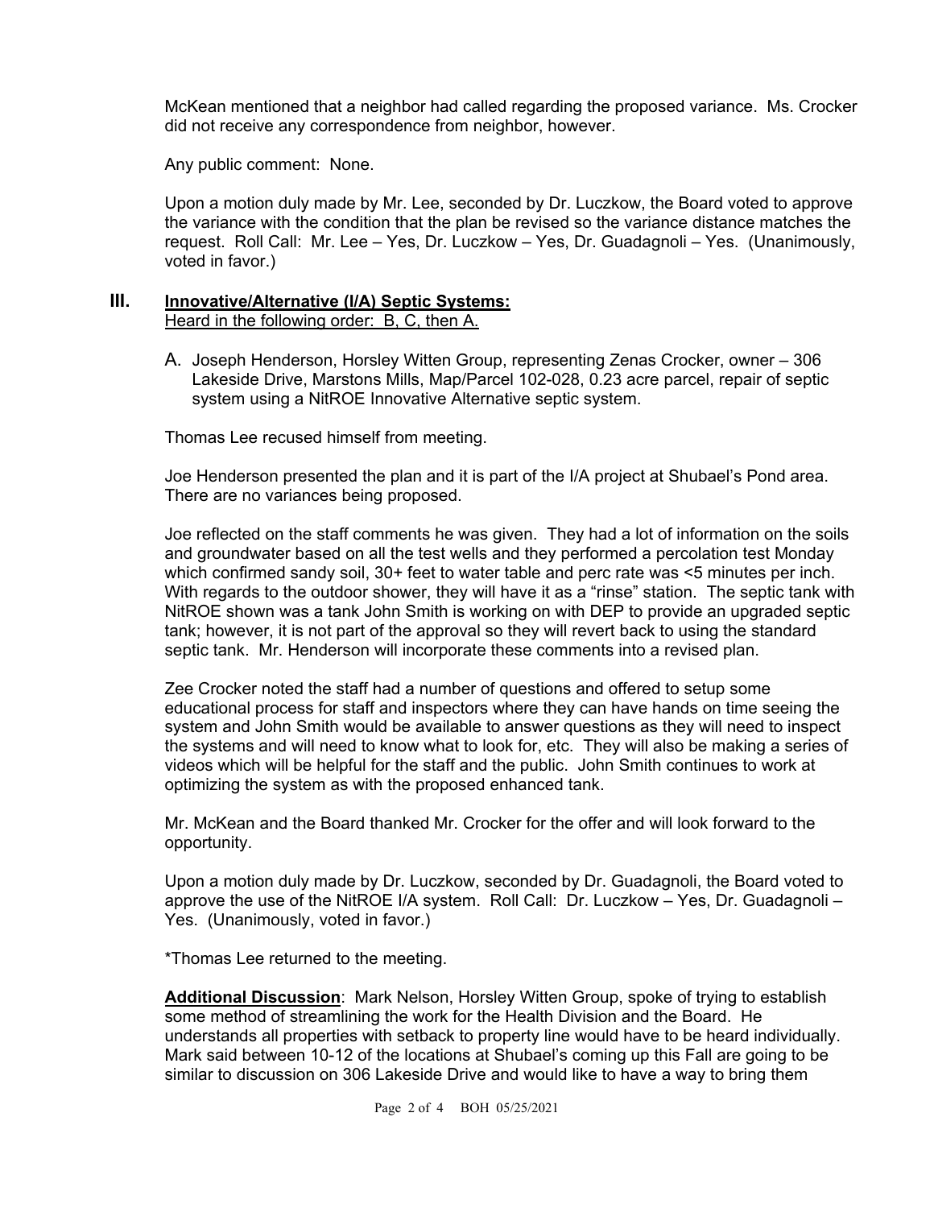McKean mentioned that a neighbor had called regarding the proposed variance. Ms. Crocker did not receive any correspondence from neighbor, however.

Any public comment: None.

Upon a motion duly made by Mr. Lee, seconded by Dr. Luczkow, the Board voted to approve the variance with the condition that the plan be revised so the variance distance matches the request. Roll Call: Mr. Lee – Yes, Dr. Luczkow – Yes, Dr. Guadagnoli – Yes. (Unanimously, voted in favor.)

## III. Innovative/Alternative (I/A) Septic Systems:

Heard in the following order: B, C, then A.

A. Joseph Henderson, Horsley Witten Group, representing Zenas Crocker, owner – 306 Lakeside Drive, Marstons Mills, Map/Parcel 102-028, 0.23 acre parcel, repair of septic system using a NitROE Innovative Alternative septic system.

Thomas Lee recused himself from meeting.

Joe Henderson presented the plan and it is part of the I/A project at Shubael's Pond area. There are no variances being proposed.

Joe reflected on the staff comments he was given. They had a lot of information on the soils and groundwater based on all the test wells and they performed a percolation test Monday which confirmed sandy soil, 30+ feet to water table and perc rate was <5 minutes per inch. With regards to the outdoor shower, they will have it as a "rinse" station. The septic tank with NitROE shown was a tank John Smith is working on with DEP to provide an upgraded septic tank; however, it is not part of the approval so they will revert back to using the standard septic tank. Mr. Henderson will incorporate these comments into a revised plan.

Zee Crocker noted the staff had a number of questions and offered to setup some educational process for staff and inspectors where they can have hands on time seeing the system and John Smith would be available to answer questions as they will need to inspect the systems and will need to know what to look for, etc. They will also be making a series of videos which will be helpful for the staff and the public. John Smith continues to work at optimizing the system as with the proposed enhanced tank.

Mr. McKean and the Board thanked Mr. Crocker for the offer and will look forward to the opportunity.

Upon a motion duly made by Dr. Luczkow, seconded by Dr. Guadagnoli, the Board voted to approve the use of the NitROE I/A system. Roll Call: Dr. Luczkow – Yes, Dr. Guadagnoli – Yes. (Unanimously, voted in favor.)

*Thomas Lee returned to the meeting.

**Additional Discussion**: Mark Nelson, Horsley Witten Group, spoke of trying to establish some method of streamlining the work for the Health Division and the Board. He understands all properties with setback to property line would have to be heard individually. Mark said between 10-12 of the locations at Shubael's coming up this Fall are going to be similar to discussion on 306 Lakeside Drive and would like to have a way to bring them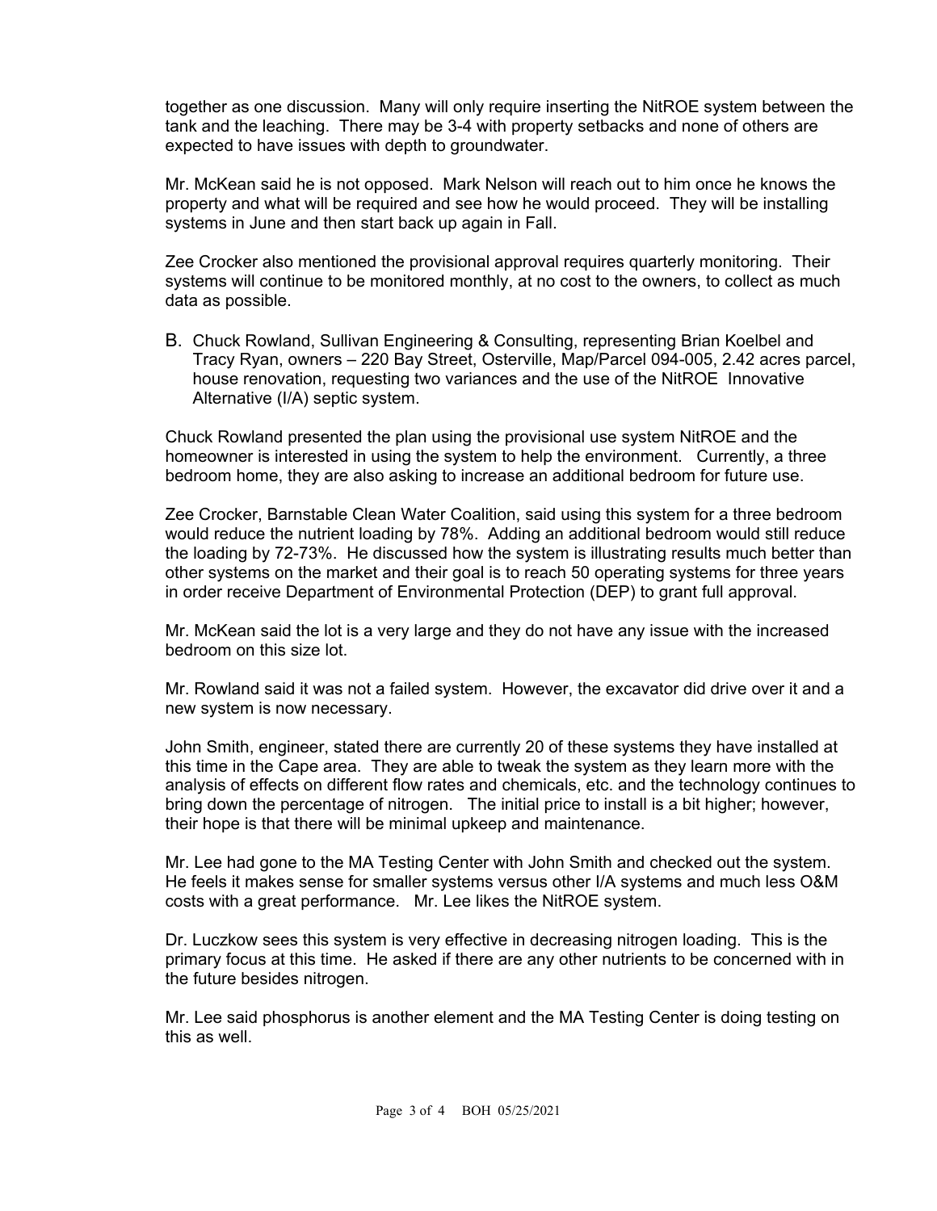together as one discussion. Many will only require inserting the NitROE system between the tank and the leaching. There may be 3-4 with property setbacks and none of others are expected to have issues with depth to groundwater.

Mr. McKean said he is not opposed. Mark Nelson will reach out to him once he knows the property and what will be required and see how he would proceed. They will be installing systems in June and then start back up again in Fall.

Zee Crocker also mentioned the provisional approval requires quarterly monitoring. Their systems will continue to be monitored monthly, at no cost to the owners, to collect as much data as possible.

B. Chuck Rowland, Sullivan Engineering & Consulting, representing Brian Koelbel and Tracy Ryan, owners – 220 Bay Street, Osterville, Map/Parcel 094-005, 2.42 acres parcel, house renovation, requesting two variances and the use of the NitROE Innovative Alternative (I/A) septic system.

Chuck Rowland presented the plan using the provisional use system NitROE and the homeowner is interested in using the system to help the environment. Currently, a three bedroom home, they are also asking to increase an additional bedroom for future use.

Zee Crocker, Barnstable Clean Water Coalition, said using this system for a three bedroom would reduce the nutrient loading by 78%. Adding an additional bedroom would still reduce the loading by 72-73%. He discussed how the system is illustrating results much better than other systems on the market and their goal is to reach 50 operating systems for three years in order receive Department of Environmental Protection (DEP) to grant full approval.

Mr. McKean said the lot is a very large and they do not have any issue with the increased bedroom on this size lot.

Mr. Rowland said it was not a failed system. However, the excavator did drive over it and a new system is now necessary.

John Smith, engineer, stated there are currently 20 of these systems they have installed at this time in the Cape area. They are able to tweak the system as they learn more with the analysis of effects on different flow rates and chemicals, etc. and the technology continues to bring down the percentage of nitrogen. The initial price to install is a bit higher; however, their hope is that there will be minimal upkeep and maintenance.

Mr. Lee had gone to the MA Testing Center with John Smith and checked out the system. He feels it makes sense for smaller systems versus other I/A systems and much less O&M costs with a great performance. Mr. Lee likes the NitROE system.

Dr. Luczkow sees this system is very effective in decreasing nitrogen loading. This is the primary focus at this time. He asked if there are any other nutrients to be concerned with in the future besides nitrogen.

Mr. Lee said phosphorus is another element and the MA Testing Center is doing testing on this as well.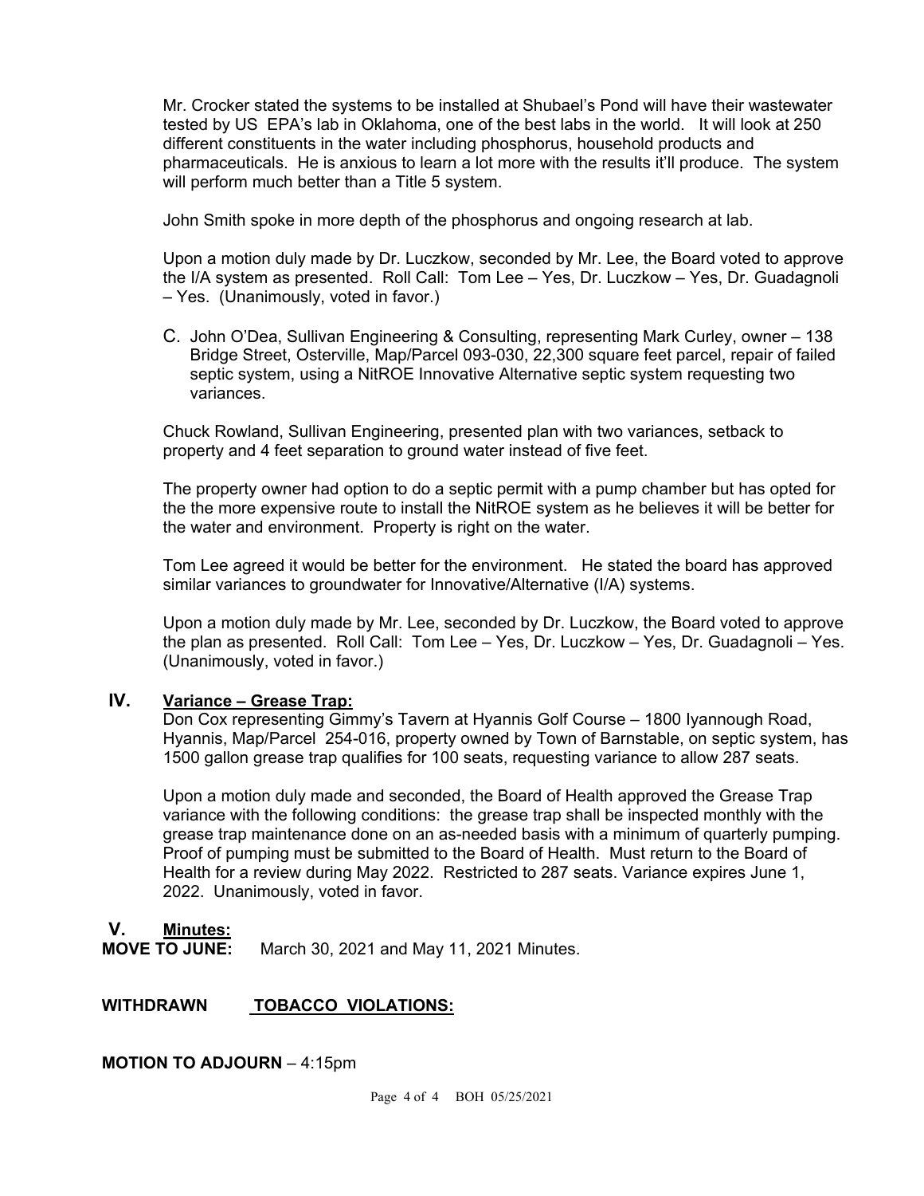Mr. Crocker stated the systems to be installed at Shubael's Pond will have their wastewater tested by US EPA's lab in Oklahoma, one of the best labs in the world. It will look at 250 different constituents in the water including phosphorus, household products and pharmaceuticals. He is anxious to learn a lot more with the results it'll produce. The system will perform much better than a Title 5 system.

John Smith spoke in more depth of the phosphorus and ongoing research at lab.

Upon a motion duly made by Dr. Luczkow, seconded by Mr. Lee, the Board voted to approve the I/A system as presented. Roll Call: Tom Lee – Yes, Dr. Luczkow – Yes, Dr. Guadagnoli – Yes. (Unanimously, voted in favor.)

C. John O'Dea, Sullivan Engineering & Consulting, representing Mark Curley, owner – 138 Bridge Street, Osterville, Map/Parcel 093-030, 22,300 square feet parcel, repair of failed septic system, using a NitROE Innovative Alternative septic system requesting two variances.

Chuck Rowland, Sullivan Engineering, presented plan with two variances, setback to property and 4 feet separation to ground water instead of five feet.

The property owner had option to do a septic permit with a pump chamber but has opted for the the more expensive route to install the NitROE system as he believes it will be better for the water and environment. Property is right on the water.

Tom Lee agreed it would be better for the environment. He stated the board has approved similar variances to groundwater for Innovative/Alternative (I/A) systems.

Upon a motion duly made by Mr. Lee, seconded by Dr. Luczkow, the Board voted to approve the plan as presented. Roll Call: Tom Lee – Yes, Dr. Luczkow – Yes, Dr. Guadagnoli – Yes. (Unanimously, voted in favor.)

## IV. Variance – Grease Trap:

Don Cox representing Gimmy's Tavern at Hyannis Golf Course – 1800 Iyannough Road, Hyannis, Map/Parcel 254-016, property owned by Town of Barnstable, on septic system, has 1500 gallon grease trap qualifies for 100 seats, requesting variance to allow 287 seats.

Upon a motion duly made and seconded, the Board of Health approved the Grease Trap variance with the following conditions: the grease trap shall be inspected monthly with the grease trap maintenance done on an as-needed basis with a minimum of quarterly pumping. Proof of pumping must be submitted to the Board of Health. Must return to the Board of Health for a review during May 2022. Restricted to 287 seats. Variance expires June 1, 2022. Unanimously, voted in favor.

## V. Minutes:

**MOVE TO JUNE:** March 30, 2021 and May 11, 2021 Minutes.

**WITHDRAWN** **TOBACCO VIOLATIONS:**

**MOTION TO ADJOURN** – 4:15pm